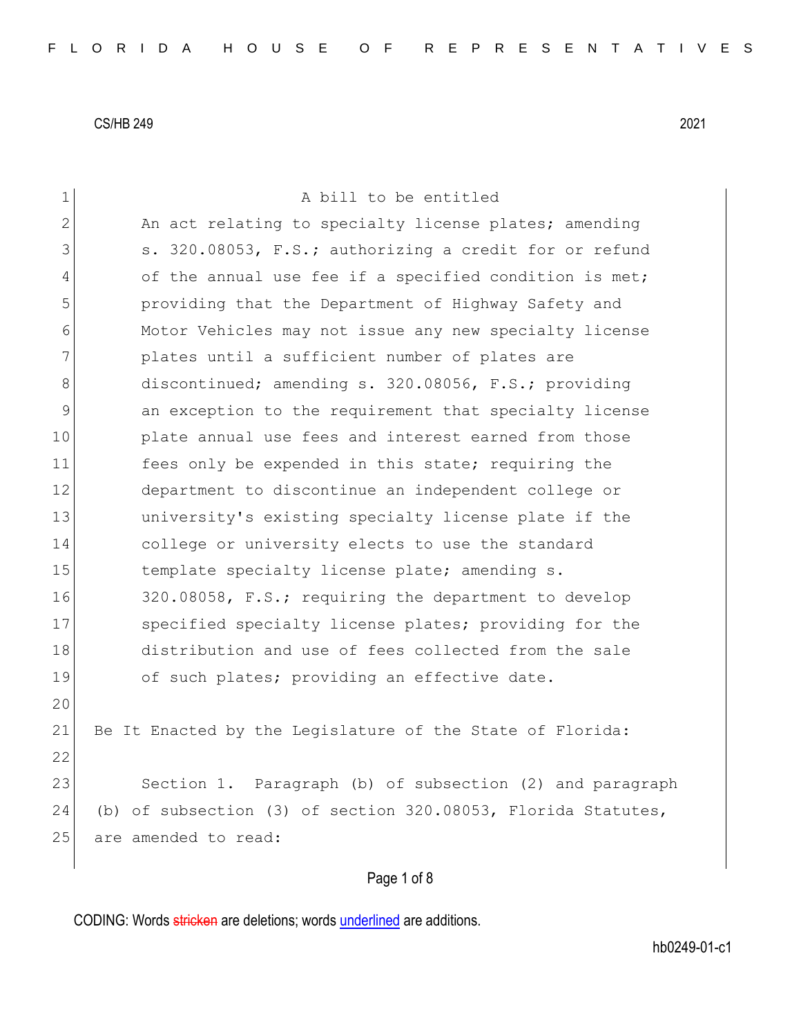CS/HB 249 2021

A bill to be entitled

An act relating to specialty license plates; amending s. 320.08053, F.S.; authorizing a credit for or refund of the annual use fee if a specified condition is met; providing that the Department of Highway Safety and Motor Vehicles may not issue any new specialty license plates until a sufficient number of plates are discontinued; amending s. 320.08056, F.S.; providing an exception to the requirement that specialty license plate annual use fees and interest earned from those fees only be expended in this state; requiring the department to discontinue an independent college or university's existing specialty license plate if the college or university elects to use the standard template specialty license plate; amending s. 320.08058, F.S.; requiring the department to develop specified specialty license plates; providing for the distribution and use of fees collected from the sale of such plates; providing an effective date.

Be It Enacted by the Legislature of the State of Florida:

Section 1. Paragraph (b) of subsection (2) and paragraph (b) of subsection (3) of section 320.08053, Florida Statutes, are amended to read: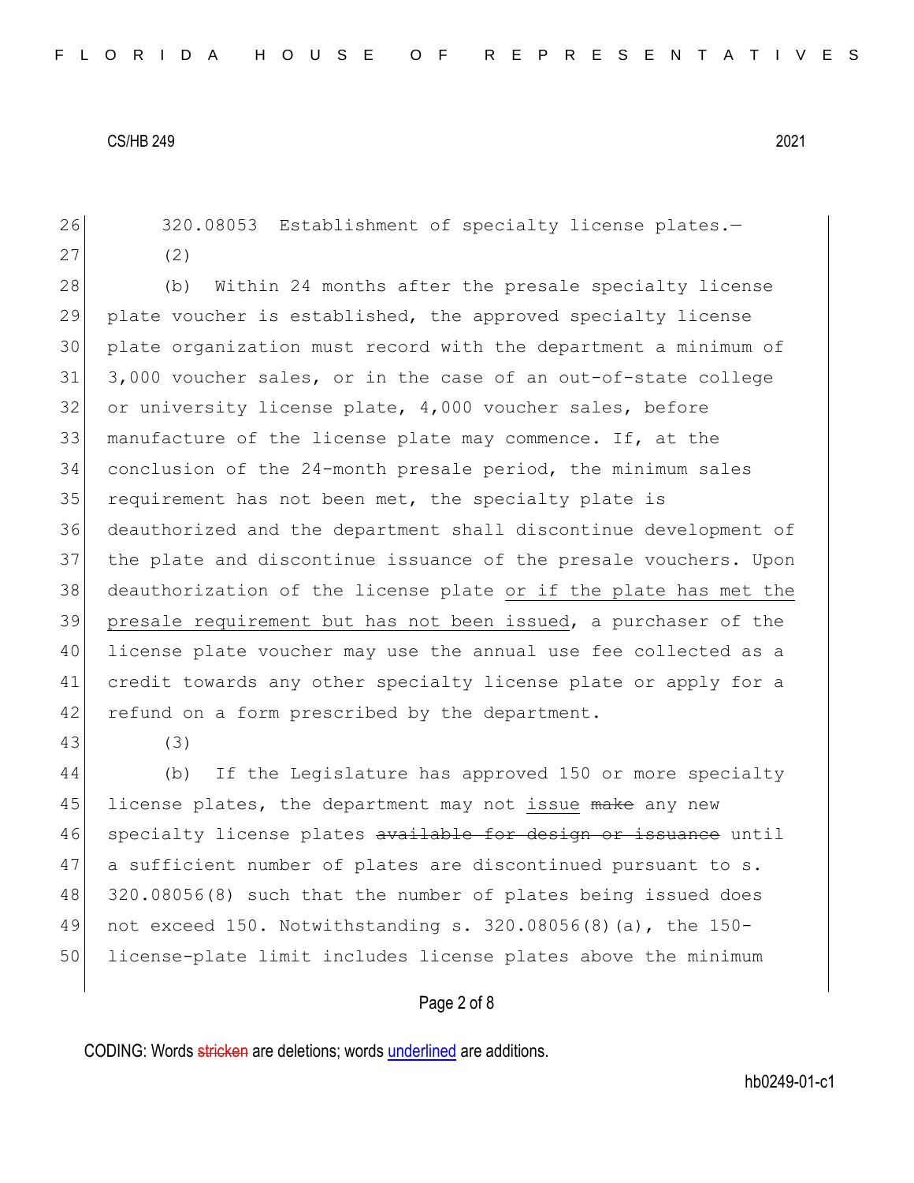320.08053 Establishment of specialty license plates.—

(2)

(b) Within 24 months after the presale specialty license plate voucher is established, the approved specialty license plate organization must record with the department a minimum of 3,000 voucher sales, or in the case of an out-of-state college or university license plate, 4,000 voucher sales, before manufacture of the license plate may commence. If, at the conclusion of the 24-month presale period, the minimum sales requirement has not been met, the specialty plate is deauthorized and the department shall discontinue development of the plate and discontinue issuance of the presale vouchers. Upon deauthorization of the license plate <u>or if the plate has met the presale requirement but has not been issued</u>, a purchaser of the license plate voucher may use the annual use fee collected as a credit towards any other specialty license plate or apply for a refund on a form prescribed by the department.

(3)

(b) If the Legislature has approved 150 or more specialty license plates, the department may not <u>issue</u> ~~make~~ any new specialty license plates ~~available for design or issuance~~ until a sufficient number of plates are discontinued pursuant to s. 320.08056(8) such that the number of plates being issued does not exceed 150. Notwithstanding s. 320.08056(8)(a), the 150-license-plate limit includes license plates above the minimum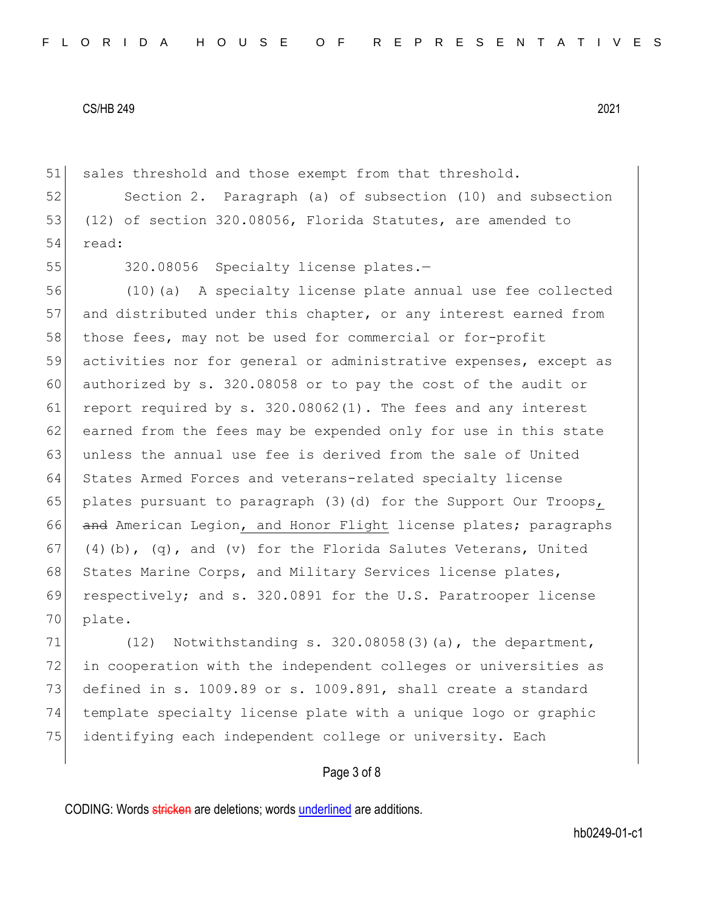sales threshold and those exempt from that threshold.

Section 2. Paragraph (a) of subsection (10) and subsection (12) of section 320.08056, Florida Statutes, are amended to read:

320.08056 Specialty license plates.—

(10)(a) A specialty license plate annual use fee collected and distributed under this chapter, or any interest earned from those fees, may not be used for commercial or for-profit activities nor for general or administrative expenses, except as authorized by s. 320.08058 or to pay the cost of the audit or report required by s. 320.08062(1). The fees and any interest earned from the fees may be expended only for use in this state unless the annual use fee is derived from the sale of United States Armed Forces and veterans-related specialty license plates pursuant to paragraph (3)(d) for the Support Our Troops, ~~and~~ American Legion, and Honor Flight license plates; paragraphs (4)(b), (q), and (v) for the Florida Salutes Veterans, United States Marine Corps, and Military Services license plates, respectively; and s. 320.0891 for the U.S. Paratrooper license plate.

(12) Notwithstanding s. 320.08058(3)(a), the department, in cooperation with the independent colleges or universities as defined in s. 1009.89 or s. 1009.891, shall create a standard template specialty license plate with a unique logo or graphic identifying each independent college or university. Each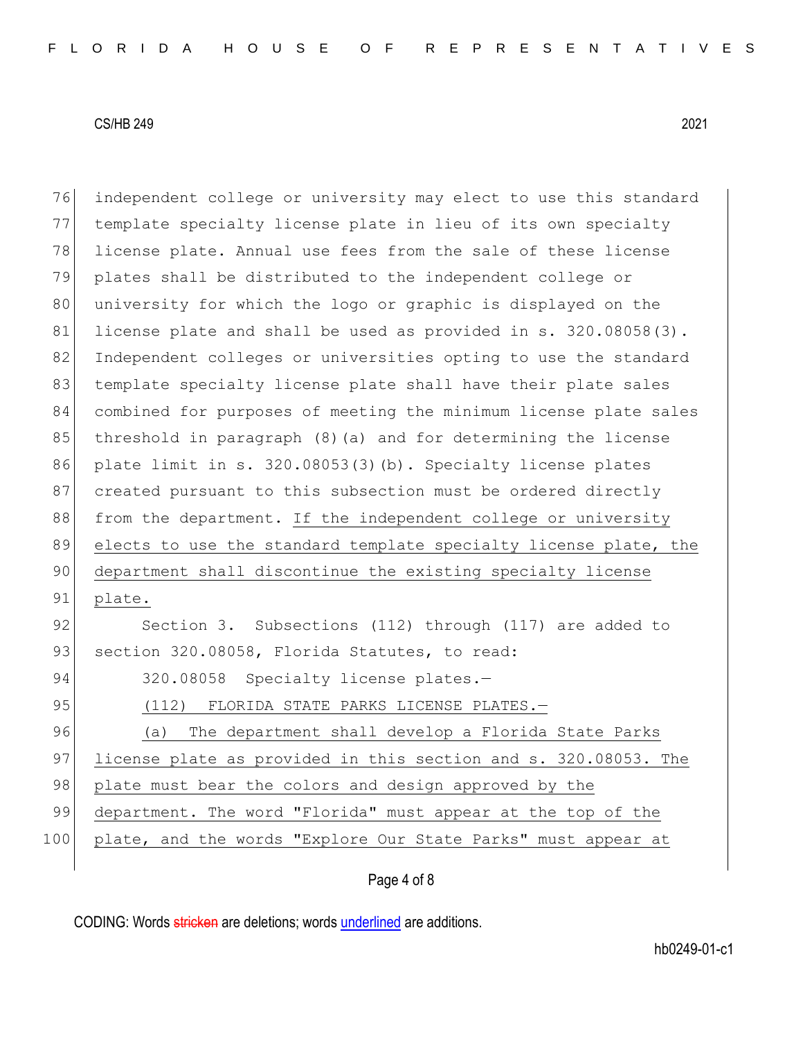independent college or university may elect to use this standard template specialty license plate in lieu of its own specialty license plate. Annual use fees from the sale of these license plates shall be distributed to the independent college or university for which the logo or graphic is displayed on the license plate and shall be used as provided in s. 320.08058(3). Independent colleges or universities opting to use the standard template specialty license plate shall have their plate sales combined for purposes of meeting the minimum license plate sales threshold in paragraph (8)(a) and for determining the license plate limit in s. 320.08053(3)(b). Specialty license plates created pursuant to this subsection must be ordered directly from the department. <u>If the independent college or university elects to use the standard template specialty license plate, the department shall discontinue the existing specialty license plate.</u>

Section 3. Subsections (112) through (117) are added to section 320.08058, Florida Statutes, to read:

320.08058 Specialty license plates.—

<u>(112) FLORIDA STATE PARKS LICENSE PLATES.—</u>

<u>(a) The department shall develop a Florida State Parks license plate as provided in this section and s. 320.08053. The plate must bear the colors and design approved by the department. The word "Florida" must appear at the top of the plate, and the words "Explore Our State Parks" must appear at</u>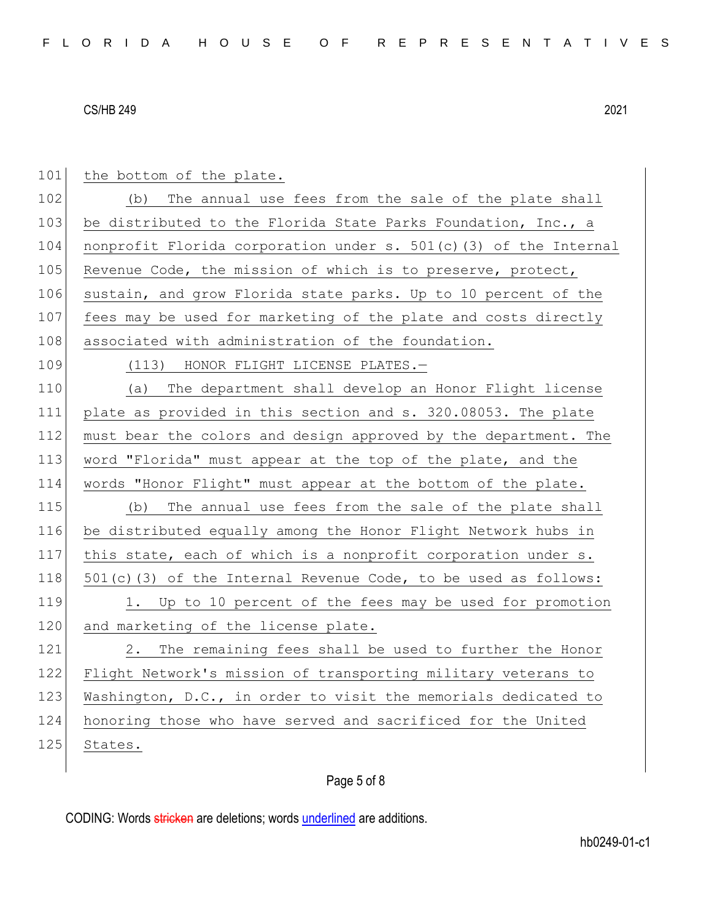the bottom of the plate.

(b) The annual use fees from the sale of the plate shall be distributed to the Florida State Parks Foundation, Inc., a nonprofit Florida corporation under s. 501(c)(3) of the Internal Revenue Code, the mission of which is to preserve, protect, sustain, and grow Florida state parks. Up to 10 percent of the fees may be used for marketing of the plate and costs directly associated with administration of the foundation.

(113) HONOR FLIGHT LICENSE PLATES.—

(a) The department shall develop an Honor Flight license plate as provided in this section and s. 320.08053. The plate must bear the colors and design approved by the department. The word "Florida" must appear at the top of the plate, and the words "Honor Flight" must appear at the bottom of the plate.

(b) The annual use fees from the sale of the plate shall be distributed equally among the Honor Flight Network hubs in this state, each of which is a nonprofit corporation under s. 501(c)(3) of the Internal Revenue Code, to be used as follows:

1. Up to 10 percent of the fees may be used for promotion and marketing of the license plate.

2. The remaining fees shall be used to further the Honor Flight Network's mission of transporting military veterans to Washington, D.C., in order to visit the memorials dedicated to honoring those who have served and sacrificed for the United States.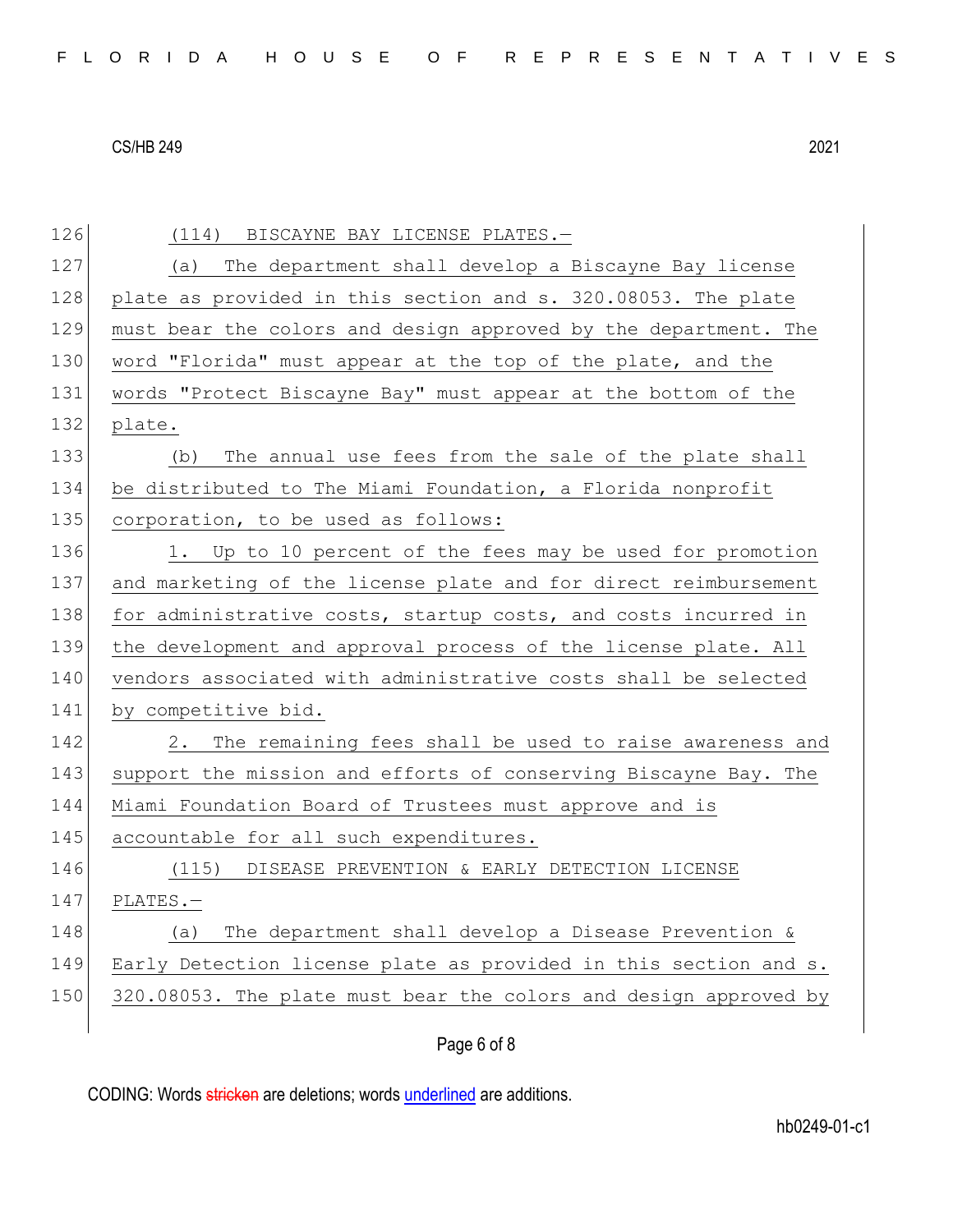(114) BISCAYNE BAY LICENSE PLATES.—

(a) The department shall develop a Biscayne Bay license plate as provided in this section and s. 320.08053. The plate must bear the colors and design approved by the department. The word "Florida" must appear at the top of the plate, and the words "Protect Biscayne Bay" must appear at the bottom of the plate.

(b) The annual use fees from the sale of the plate shall be distributed to The Miami Foundation, a Florida nonprofit corporation, to be used as follows:

1. Up to 10 percent of the fees may be used for promotion and marketing of the license plate and for direct reimbursement for administrative costs, startup costs, and costs incurred in the development and approval process of the license plate. All vendors associated with administrative costs shall be selected by competitive bid.

2. The remaining fees shall be used to raise awareness and support the mission and efforts of conserving Biscayne Bay. The Miami Foundation Board of Trustees must approve and is accountable for all such expenditures.

(115) DISEASE PREVENTION & EARLY DETECTION LICENSE PLATES.—

(a) The department shall develop a Disease Prevention & Early Detection license plate as provided in this section and s. 320.08053. The plate must bear the colors and design approved by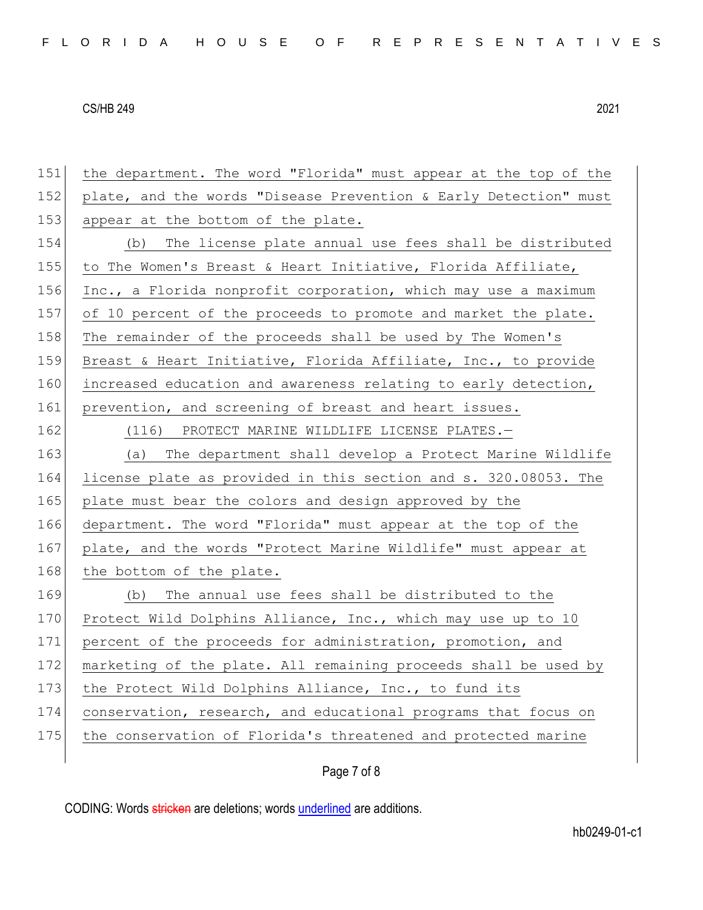the department. The word "Florida" must appear at the top of the plate, and the words "Disease Prevention & Early Detection" must appear at the bottom of the plate.

(b) The license plate annual use fees shall be distributed to The Women's Breast & Heart Initiative, Florida Affiliate, Inc., a Florida nonprofit corporation, which may use a maximum of 10 percent of the proceeds to promote and market the plate. The remainder of the proceeds shall be used by The Women's Breast & Heart Initiative, Florida Affiliate, Inc., to provide increased education and awareness relating to early detection, prevention, and screening of breast and heart issues.

(116) PROTECT MARINE WILDLIFE LICENSE PLATES.—

(a) The department shall develop a Protect Marine Wildlife license plate as provided in this section and s. 320.08053. The plate must bear the colors and design approved by the department. The word "Florida" must appear at the top of the plate, and the words "Protect Marine Wildlife" must appear at the bottom of the plate.

(b) The annual use fees shall be distributed to the Protect Wild Dolphins Alliance, Inc., which may use up to 10 percent of the proceeds for administration, promotion, and marketing of the plate. All remaining proceeds shall be used by the Protect Wild Dolphins Alliance, Inc., to fund its conservation, research, and educational programs that focus on the conservation of Florida's threatened and protected marine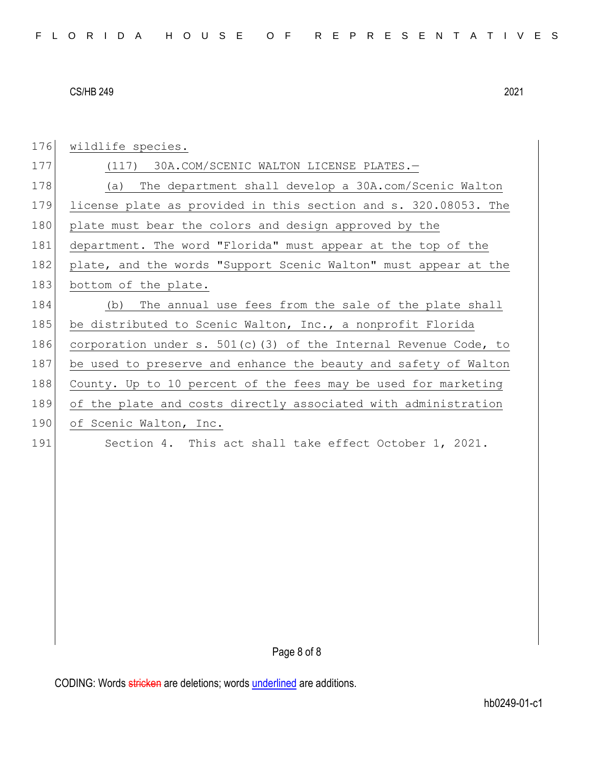wildlife species.

(117) 30A.COM/SCENIC WALTON LICENSE PLATES.—

(a) The department shall develop a 30A.com/Scenic Walton license plate as provided in this section and s. 320.08053. The plate must bear the colors and design approved by the department. The word "Florida" must appear at the top of the plate, and the words "Support Scenic Walton" must appear at the bottom of the plate.

(b) The annual use fees from the sale of the plate shall be distributed to Scenic Walton, Inc., a nonprofit Florida corporation under s. 501(c)(3) of the Internal Revenue Code, to be used to preserve and enhance the beauty and safety of Walton County. Up to 10 percent of the fees may be used for marketing of the plate and costs directly associated with administration of Scenic Walton, Inc.

Section 4. This act shall take effect October 1, 2021.